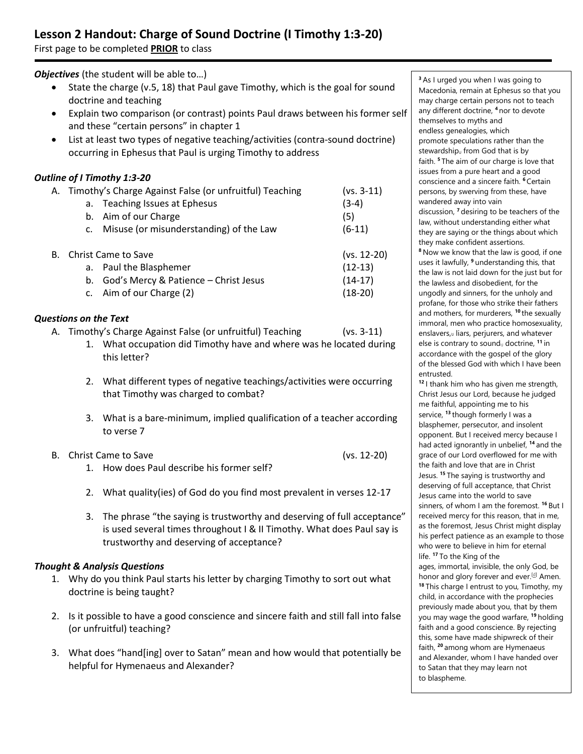# Lesson 2 Handout: Charge of Sound Doctrine (I Timothy 1:3-20)

First page to be completed **PRIOR** to class

***Objectives*** (the student will be able to…)

- State the charge (v.5, 18) that Paul gave Timothy, which is the goal for sound doctrine and teaching
- Explain two comparison (or contrast) points Paul draws between his former self and these "certain persons" in chapter 1
- List at least two types of negative teaching/activities (contra-sound doctrine) occurring in Ephesus that Paul is urging Timothy to address

### *Outline of I Timothy 1:3-20*

A. Timothy's Charge Against False (or unfruitful) Teaching (vs. 3-11)
   a. Teaching Issues at Ephesus (3-4)
   b. Aim of our Charge (5)
   c. Misuse (or misunderstanding) of the Law (6-11)

B. Christ Came to Save (vs. 12-20)
   a. Paul the Blasphemer (12-13)
   b. God's Mercy & Patience – Christ Jesus (14-17)
   c. Aim of our Charge (2) (18-20)

### *Questions on the Text*

A. Timothy's Charge Against False (or unfruitful) Teaching (vs. 3-11)
   1. What occupation did Timothy have and where was he located during this letter?
   2. What different types of negative teachings/activities were occurring that Timothy was charged to combat?
   3. What is a bare-minimum, implied qualification of a teacher according to verse 7

B. Christ Came to Save (vs. 12-20)
   1. How does Paul describe his former self?
   2. What quality(ies) of God do you find most prevalent in verses 12-17
   3. The phrase "the saying is trustworthy and deserving of full acceptance" is used several times throughout I & II Timothy. What does Paul say is trustworthy and deserving of acceptance?

### *Thought & Analysis Questions*

1. Why do you think Paul starts his letter by charging Timothy to sort out what doctrine is being taught?
2. Is it possible to have a good conscience and sincere faith and still fall into false (or unfruitful) teaching?
3. What does "hand[ing] over to Satan" mean and how would that potentially be helpful for Hymenaeus and Alexander?

---

[3] As I urged you when I was going to Macedonia, remain at Ephesus so that you may charge certain persons not to teach any different doctrine, [4] nor to devote themselves to myths and endless genealogies, which promote speculations rather than the stewardship[a] from God that is by faith. [5] The aim of our charge is love that issues from a pure heart and a good conscience and a sincere faith. [6] Certain persons, by swerving from these, have wandered away into vain discussion, [7] desiring to be teachers of the law, without understanding either what they are saying or the things about which they make confident assertions.
[8] Now we know that the law is good, if one uses it lawfully, [9] understanding this, that the law is not laid down for the just but for the lawless and disobedient, for the ungodly and sinners, for the unholy and profane, for those who strike their fathers and mothers, for murderers, [10] the sexually immoral, men who practice homosexuality, enslavers,[b] liars, perjurers, and whatever else is contrary to sound[c] doctrine, [11] in accordance with the gospel of the glory of the blessed God with which I have been entrusted.
[12] I thank him who has given me strength, Christ Jesus our Lord, because he judged me faithful, appointing me to his service, [13] though formerly I was a blasphemer, persecutor, and insolent opponent. But I received mercy because I had acted ignorantly in unbelief, [14] and the grace of our Lord overflowed for me with the faith and love that are in Christ Jesus. [15] The saying is trustworthy and deserving of full acceptance, that Christ Jesus came into the world to save sinners, of whom I am the foremost. [16] But I received mercy for this reason, that in me, as the foremost, Jesus Christ might display his perfect patience as an example to those who were to believe in him for eternal life. [17] To the King of the ages, immortal, invisible, the only God, be honor and glory forever and ever.[d] Amen.
[18] This charge I entrust to you, Timothy, my child, in accordance with the prophecies previously made about you, that by them you may wage the good warfare, [19] holding faith and a good conscience. By rejecting this, some have made shipwreck of their faith, [20] among whom are Hymenaeus and Alexander, whom I have handed over to Satan that they may learn not to blaspheme.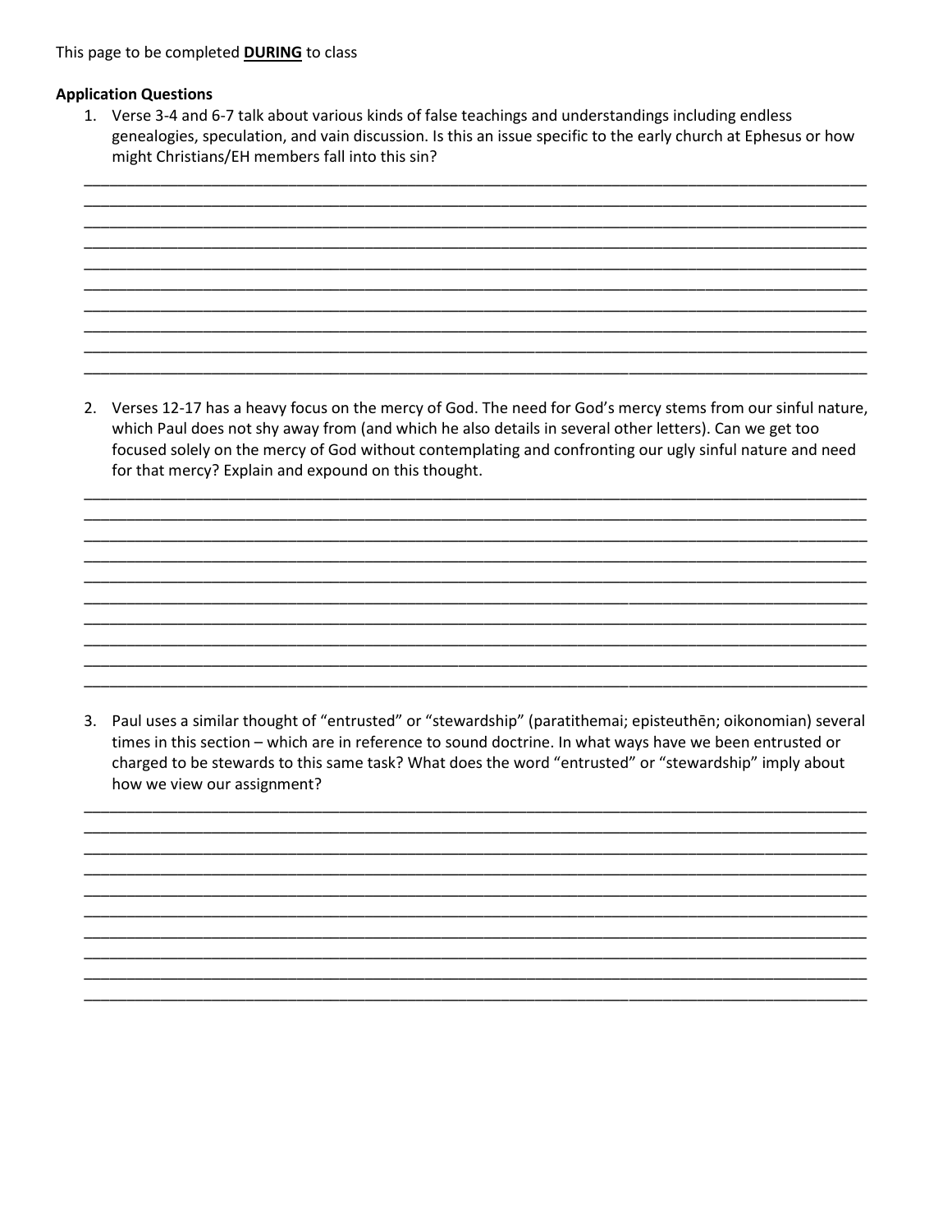This page to be completed **DURING** to class

**Application Questions**

1. Verse 3-4 and 6-7 talk about various kinds of false teachings and understandings including endless genealogies, speculation, and vain discussion. Is this an issue specific to the early church at Ephesus or how might Christians/EH members fall into this sin?

2. Verses 12-17 has a heavy focus on the mercy of God. The need for God's mercy stems from our sinful nature, which Paul does not shy away from (and which he also details in several other letters). Can we get too focused solely on the mercy of God without contemplating and confronting our ugly sinful nature and need for that mercy? Explain and expound on this thought.

3. Paul uses a similar thought of "entrusted" or "stewardship" (paratithemai; episteuthēn; oikonomian) several times in this section – which are in reference to sound doctrine. In what ways have we been entrusted or charged to be stewards to this same task? What does the word "entrusted" or "stewardship" imply about how we view our assignment?